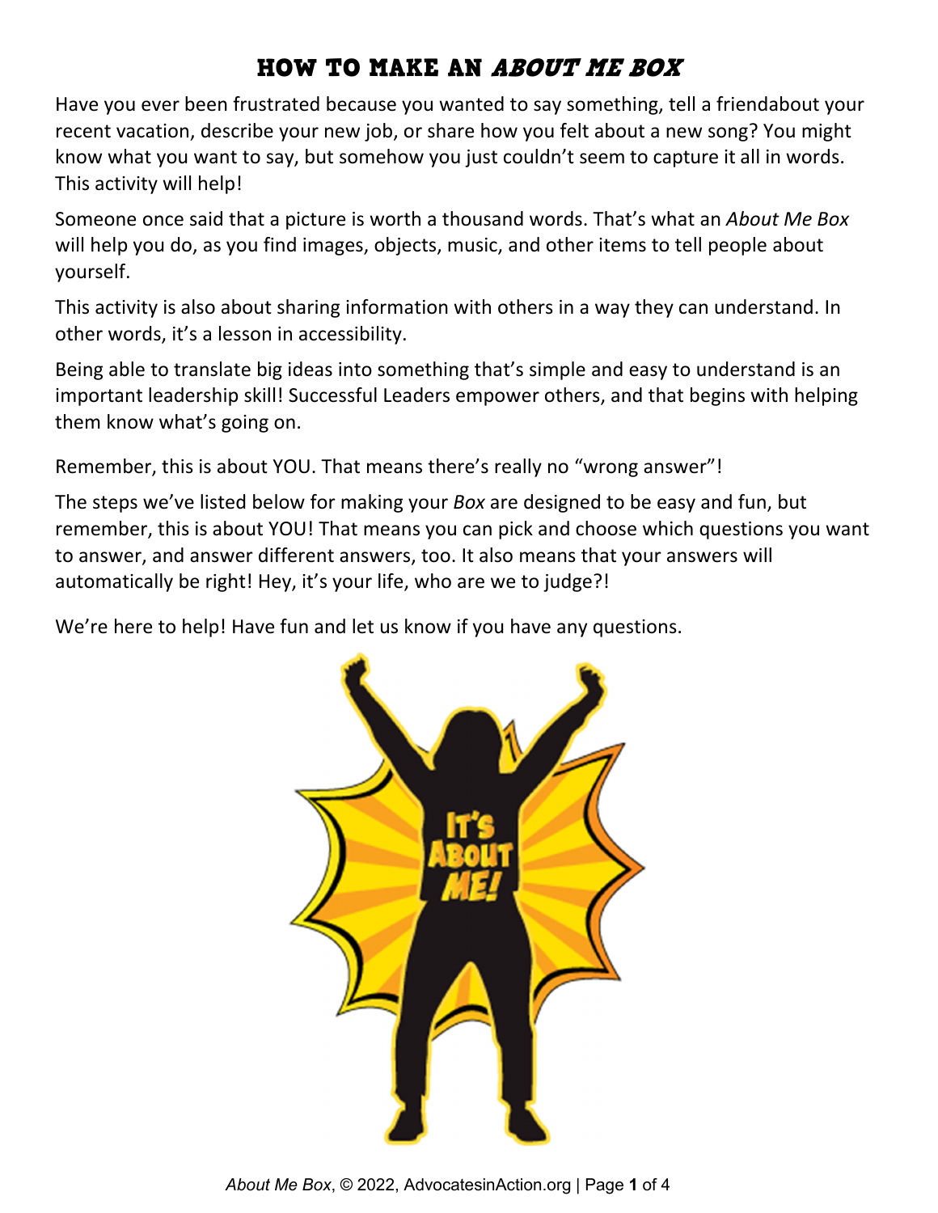# HOW TO MAKE AN *ABOUT ME BOX*

Have you ever been frustrated because you wanted to say something, tell a friendabout your recent vacation, describe your new job, or share how you felt about a new song? You might know what you want to say, but somehow you just couldn't seem to capture it all in words. This activity will help!

Someone once said that a picture is worth a thousand words. That's what an *About Me Box* will help you do, as you find images, objects, music, and other items to tell people about yourself.

This activity is also about sharing information with others in a way they can understand. In other words, it's a lesson in accessibility.

Being able to translate big ideas into something that's simple and easy to understand is an important leadership skill! Successful Leaders empower others, and that begins with helping them know what's going on.

Remember, this is about YOU. That means there's really no "wrong answer"!

The steps we've listed below for making your *Box* are designed to be easy and fun, but remember, this is about YOU! That means you can pick and choose which questions you want to answer, and answer different answers, too. It also means that your answers will automatically be right! Hey, it's your life, who are we to judge?!

We're here to help! Have fun and let us know if you have any questions.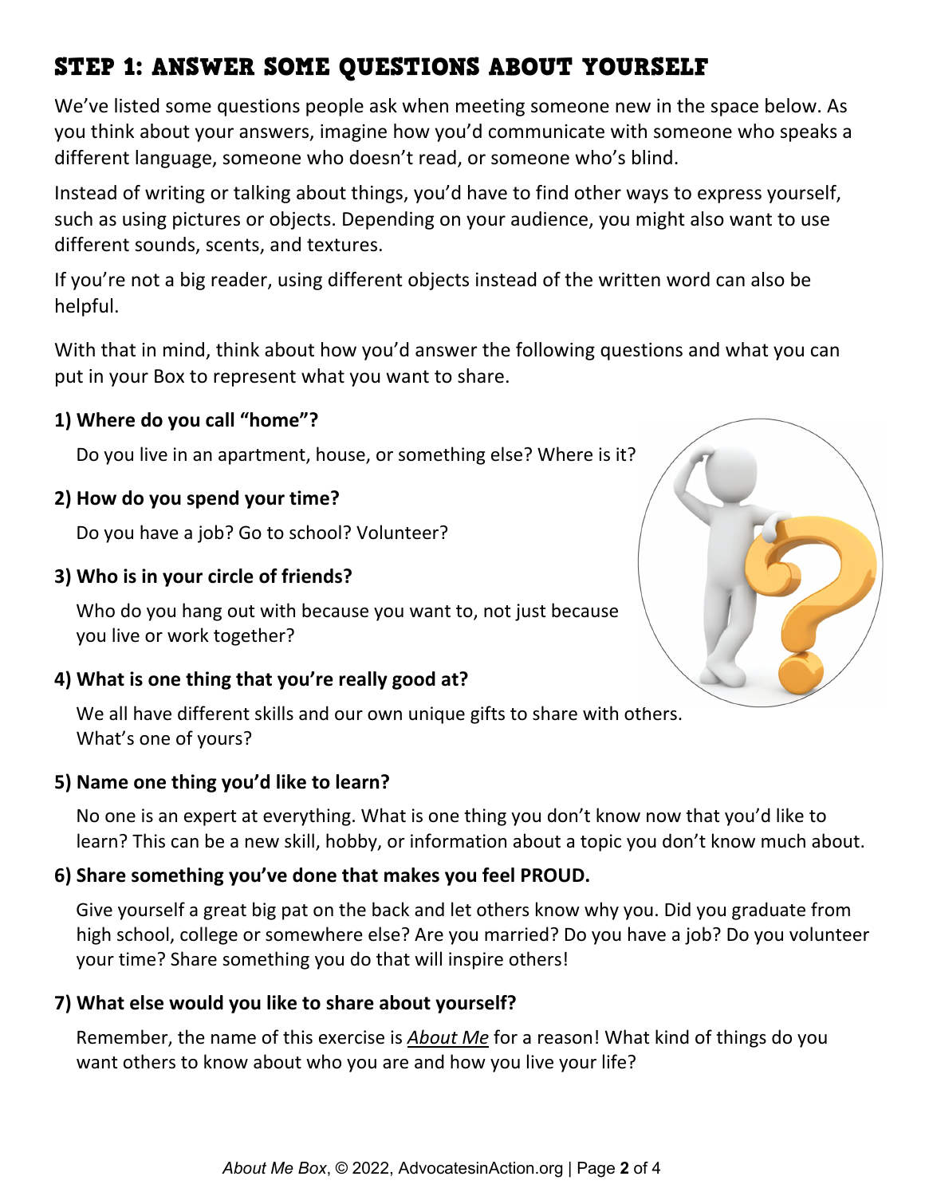# STEP 1: ANSWER SOME QUESTIONS ABOUT YOURSELF

We've listed some questions people ask when meeting someone new in the space below. As you think about your answers, imagine how you'd communicate with someone who speaks a different language, someone who doesn't read, or someone who's blind.

Instead of writing or talking about things, you'd have to find other ways to express yourself, such as using pictures or objects. Depending on your audience, you might also want to use different sounds, scents, and textures.

If you're not a big reader, using different objects instead of the written word can also be helpful.

With that in mind, think about how you'd answer the following questions and what you can put in your Box to represent what you want to share.

**1) Where do you call "home"?**

Do you live in an apartment, house, or something else? Where is it?

**2) How do you spend your time?**

Do you have a job? Go to school? Volunteer?

**3) Who is in your circle of friends?**

Who do you hang out with because you want to, not just because you live or work together?

**4) What is one thing that you're really good at?**

We all have different skills and our own unique gifts to share with others. What's one of yours?

**5) Name one thing you'd like to learn?**

No one is an expert at everything. What is one thing you don't know now that you'd like to learn? This can be a new skill, hobby, or information about a topic you don't know much about.

**6) Share something you've done that makes you feel PROUD.**

Give yourself a great big pat on the back and let others know why you. Did you graduate from high school, college or somewhere else? Are you married? Do you have a job? Do you volunteer your time? Share something you do that will inspire others!

**7) What else would you like to share about yourself?**

Remember, the name of this exercise is *About Me* for a reason! What kind of things do you want others to know about who you are and how you live your life?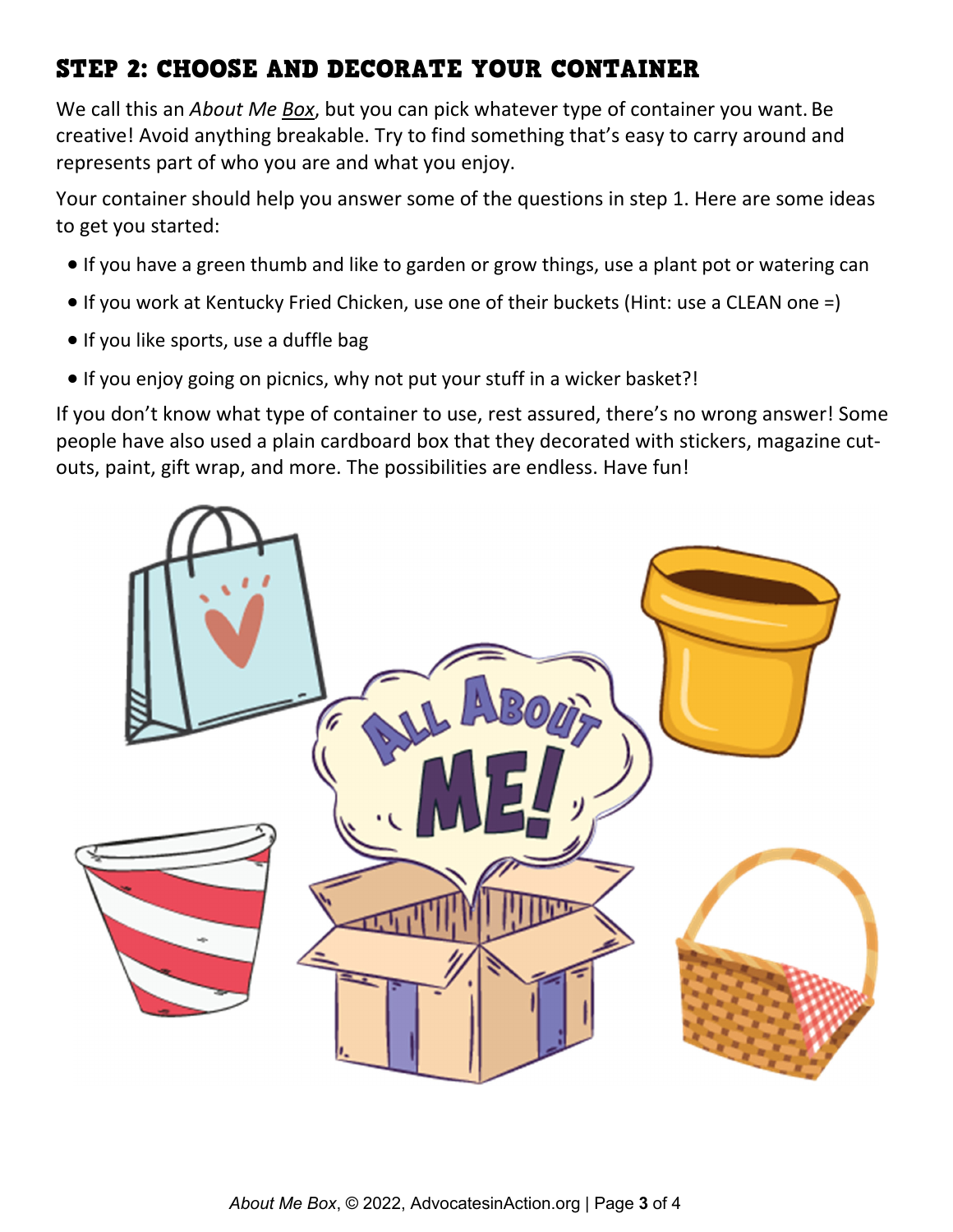## STEP 2: CHOOSE AND DECORATE YOUR CONTAINER

We call this an *About Me Box*, but you can pick whatever type of container you want. Be creative! Avoid anything breakable. Try to find something that's easy to carry around and represents part of who you are and what you enjoy.

Your container should help you answer some of the questions in step 1. Here are some ideas to get you started:

- If you have a green thumb and like to garden or grow things, use a plant pot or watering can
- If you work at Kentucky Fried Chicken, use one of their buckets (Hint: use a CLEAN one =)
- If you like sports, use a duffle bag
- If you enjoy going on picnics, why not put your stuff in a wicker basket?!

If you don't know what type of container to use, rest assured, there's no wrong answer! Some people have also used a plain cardboard box that they decorated with stickers, magazine cut-outs, paint, gift wrap, and more. The possibilities are endless. Have fun!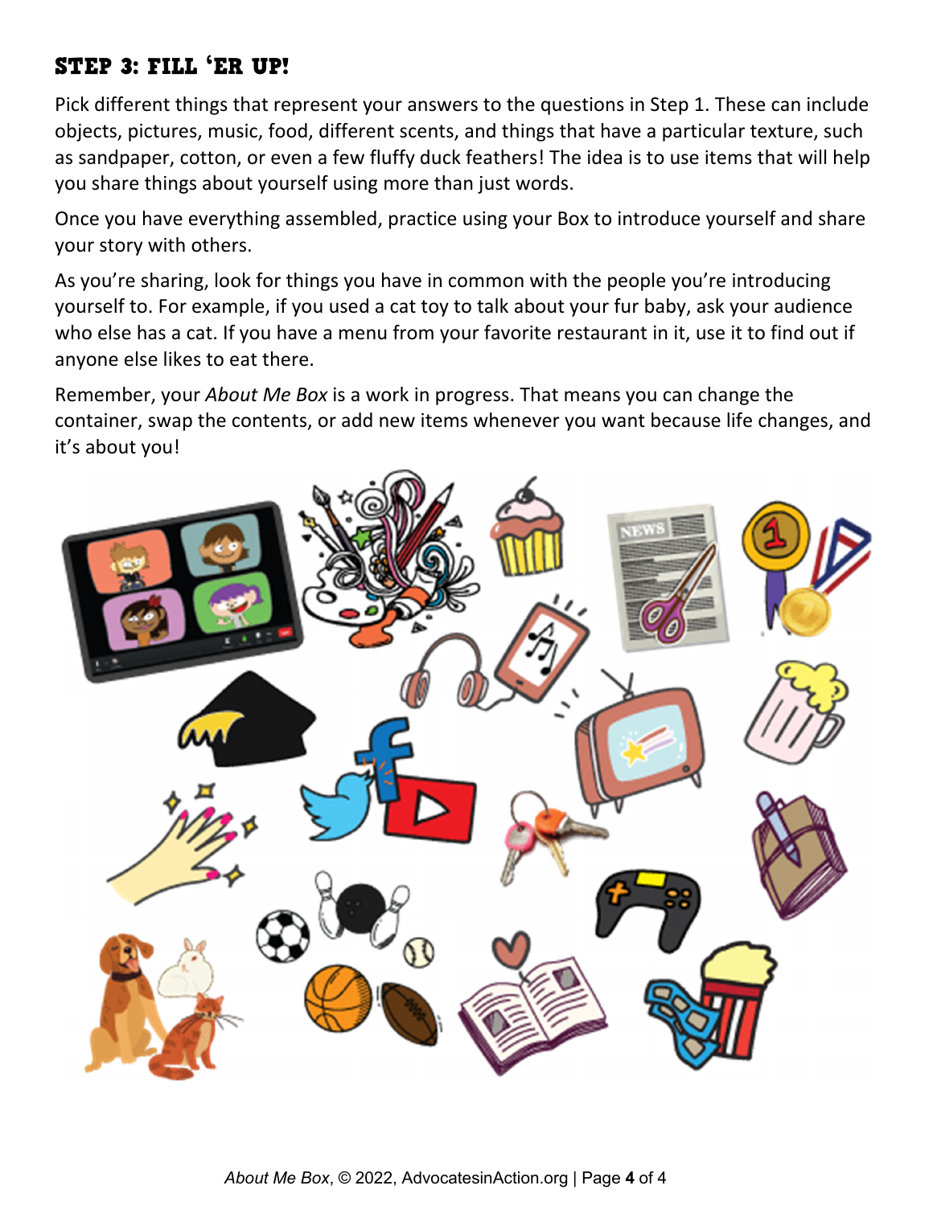## STEP 3: FILL 'ER UP!

Pick different things that represent your answers to the questions in Step 1. These can include objects, pictures, music, food, different scents, and things that have a particular texture, such as sandpaper, cotton, or even a few fluffy duck feathers! The idea is to use items that will help you share things about yourself using more than just words.

Once you have everything assembled, practice using your Box to introduce yourself and share your story with others.

As you're sharing, look for things you have in common with the people you're introducing yourself to. For example, if you used a cat toy to talk about your fur baby, ask your audience who else has a cat. If you have a menu from your favorite restaurant in it, use it to find out if anyone else likes to eat there.

Remember, your *About Me Box* is a work in progress. That means you can change the container, swap the contents, or add new items whenever you want because life changes, and it's about you!